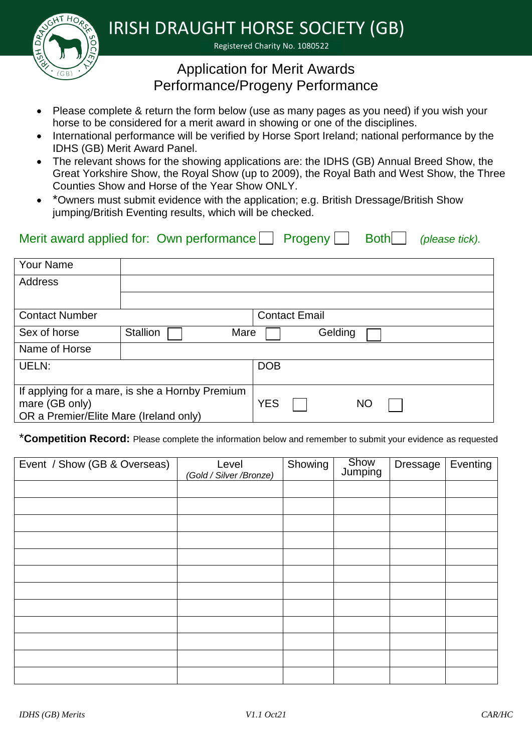# IRISH DRAUGHT HORSE SOCIETY (GB)

Registered Charity No. 1080522

## Application for Merit Awards Performance/Progeny Performance

- Please complete & return the form below (use as many pages as you need) if you wish your horse to be considered for a merit award in showing or one of the disciplines.
- International performance will be verified by Horse Sport Ireland; national performance by the IDHS (GB) Merit Award Panel.
- The relevant shows for the showing applications are: the IDHS (GB) Annual Breed Show, the Great Yorkshire Show, the Royal Show (up to 2009), the Royal Bath and West Show, the Three Counties Show and Horse of the Year Show ONLY.
- *Owners must submit evidence with the application; e.g. British Dressage/British Show jumping/British Eventing results, which will be checked.

Merit award applied for: Own performance ☐ Progeny ☐ Both ☐ *(please tick).*

| Your Name | | |
|---|---|---|
| Address | | |
| | | |
| Contact Number | | Contact Email |
| Sex of horse | Stallion ☐ Mare ☐ | Gelding ☐ |
| Name of Horse | | |
| UELN: | | DOB |
| If applying for a mare, is she a Hornby Premium mare (GB only) OR a Premier/Elite Mare (Ireland only) | | YES ☐ NO ☐ |

***Competition Record:** Please complete the information below and remember to submit your evidence as requested

| Event / Show (GB & Overseas) | Level *(Gold / Silver /Bronze)* | Showing | Show Jumping | Dressage | Eventing |
|---|---|---|---|---|---|
| | | | | | |
| | | | | | |
| | | | | | |
| | | | | | |
| | | | | | |
| | | | | | |
| | | | | | |
| | | | | | |
| | | | | | |
| | | | | | |
| | | | | | |
| | | | | | |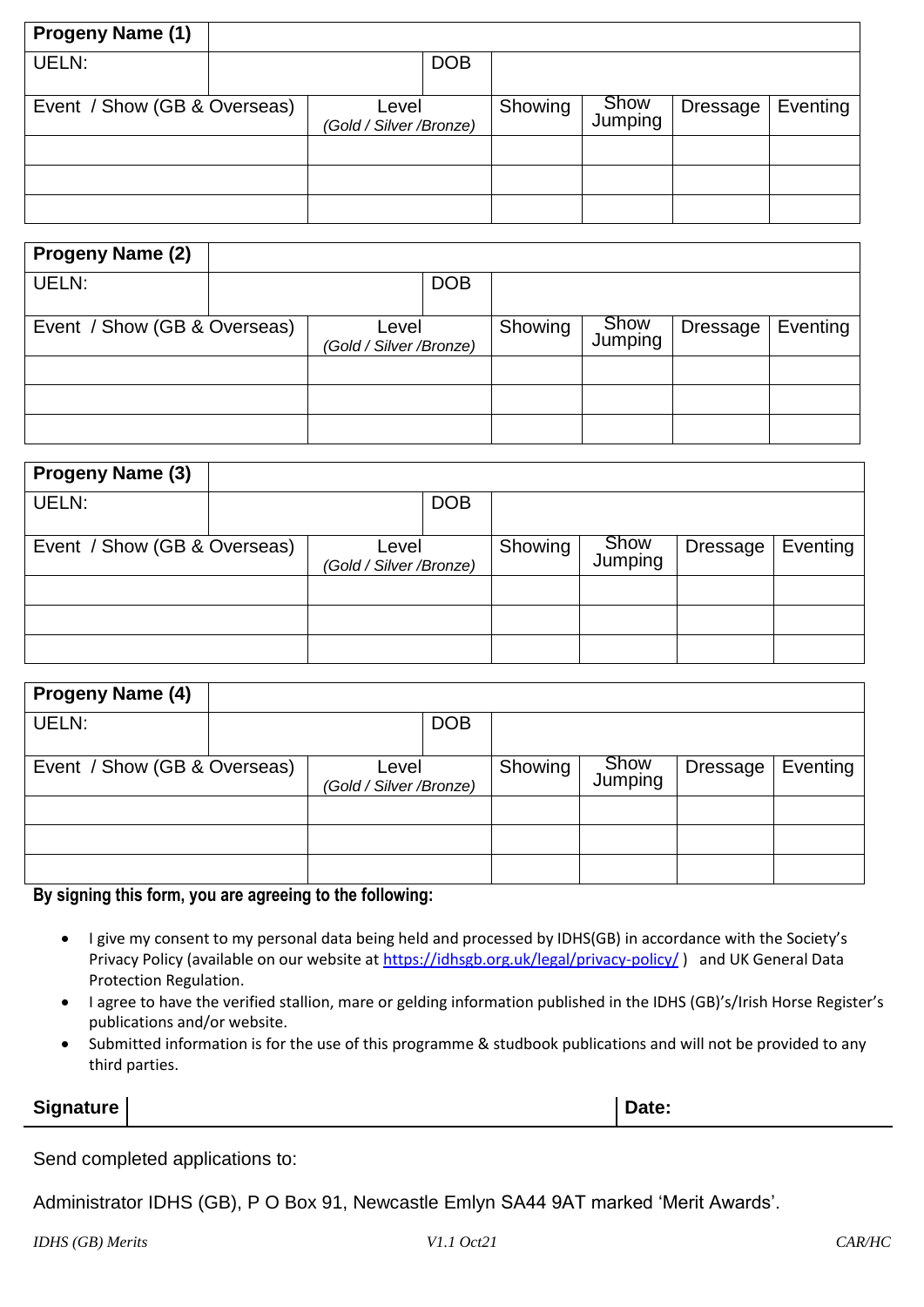| Progeny Name (1) | | | | | |
|---|---|---|---|---|---|
| UELN: | DOB | | | | |
| Event / Show (GB & Overseas) | Level *(Gold / Silver /Bronze)* | Showing | Show Jumping | Dressage | Eventing |
| | | | | | |
| | | | | | |
| | | | | | |

| Progeny Name (2) | | | | | |
|---|---|---|---|---|---|
| UELN: | DOB | | | | |
| Event / Show (GB & Overseas) | Level *(Gold / Silver /Bronze)* | Showing | Show Jumping | Dressage | Eventing |
| | | | | | |
| | | | | | |
| | | | | | |

| Progeny Name (3) | | | | | |
|---|---|---|---|---|---|
| UELN: | DOB | | | | |
| Event / Show (GB & Overseas) | Level *(Gold / Silver /Bronze)* | Showing | Show Jumping | Dressage | Eventing |
| | | | | | |
| | | | | | |
| | | | | | |

| Progeny Name (4) | | | | | |
|---|---|---|---|---|---|
| UELN: | DOB | | | | |
| Event / Show (GB & Overseas) | Level *(Gold / Silver /Bronze)* | Showing | Show Jumping | Dressage | Eventing |
| | | | | | |
| | | | | | |
| | | | | | |

**By signing this form, you are agreeing to the following:**

- I give my consent to my personal data being held and processed by IDHS(GB) in accordance with the Society's Privacy Policy (available on our website at https://idhsgb.org.uk/legal/privacy-policy/ ) and UK General Data Protection Regulation.
- I agree to have the verified stallion, mare or gelding information published in the IDHS (GB)'s/Irish Horse Register's publications and/or website.
- Submitted information is for the use of this programme & studbook publications and will not be provided to any third parties.

| Signature | | Date: |
|---|---|---|

Send completed applications to:

Administrator IDHS (GB), P O Box 91, Newcastle Emlyn SA44 9AT marked 'Merit Awards'.